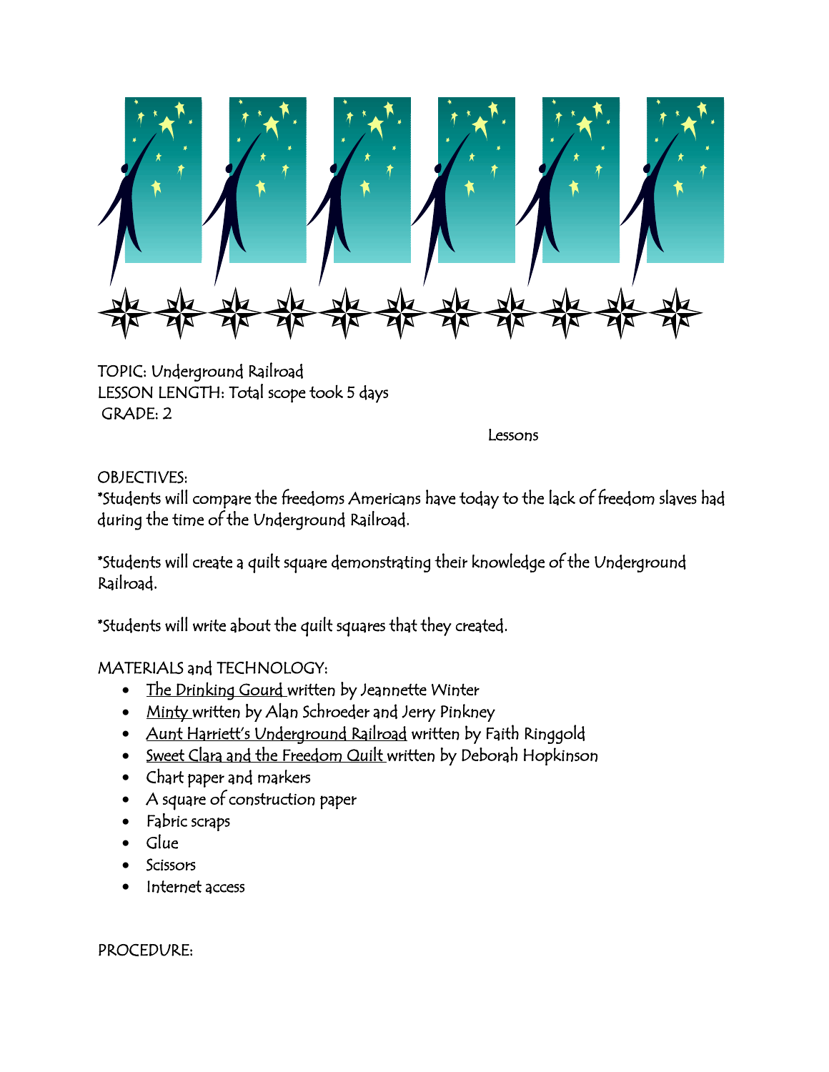TOPIC: Underground Railroad
LESSON LENGTH: Total scope took 5 days
GRADE: 2

Lessons

OBJECTIVES:
*Students will compare the freedoms Americans have today to the lack of freedom slaves had during the time of the Underground Railroad.

*Students will create a quilt square demonstrating their knowledge of the Underground Railroad.

*Students will write about the quilt squares that they created.

MATERIALS and TECHNOLOGY:

- The Drinking Gourd written by Jeannette Winter
- Minty written by Alan Schroeder and Jerry Pinkney
- Aunt Harriett's Underground Railroad written by Faith Ringgold
- Sweet Clara and the Freedom Quilt written by Deborah Hopkinson
- Chart paper and markers
- A square of construction paper
- Fabric scraps
- Glue
- Scissors
- Internet access

PROCEDURE: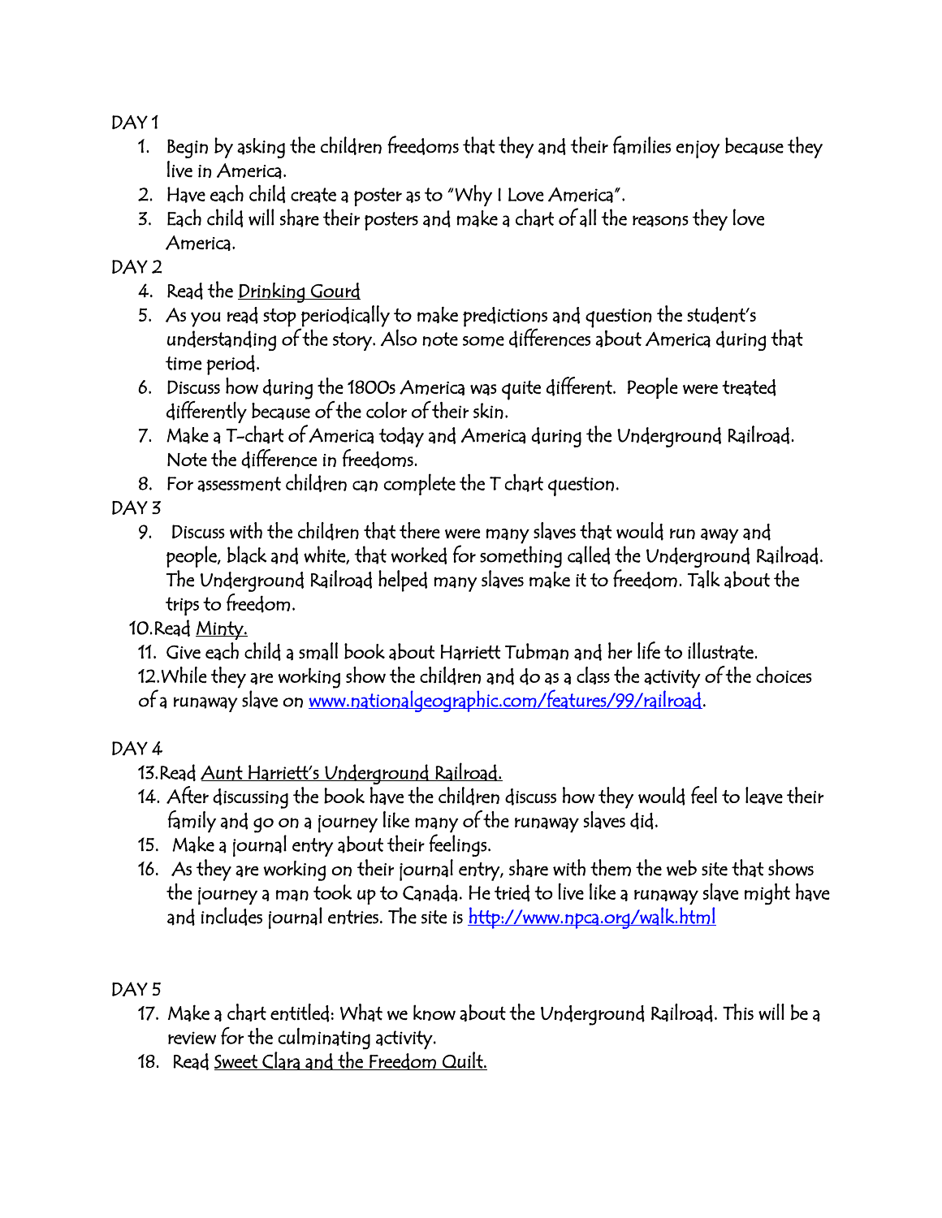DAY 1

1. Begin by asking the children freedoms that they and their families enjoy because they live in America.
2. Have each child create a poster as to "Why I Love America".
3. Each child will share their posters and make a chart of all the reasons they love America.

DAY 2

4. Read the Drinking Gourd
5. As you read stop periodically to make predictions and question the student's understanding of the story. Also note some differences about America during that time period.
6. Discuss how during the 1800s America was quite different. People were treated differently because of the color of their skin.
7. Make a T-chart of America today and America during the Underground Railroad. Note the difference in freedoms.
8. For assessment children can complete the T chart question.

DAY 3

9. Discuss with the children that there were many slaves that would run away and people, black and white, that worked for something called the Underground Railroad. The Underground Railroad helped many slaves make it to freedom. Talk about the trips to freedom.
10. Read Minty.
11. Give each child a small book about Harriett Tubman and her life to illustrate.
12. While they are working show the children and do as a class the activity of the choices of a runaway slave on www.nationalgeographic.com/features/99/railroad.

DAY 4

13. Read Aunt Harriett's Underground Railroad.
14. After discussing the book have the children discuss how they would feel to leave their family and go on a journey like many of the runaway slaves did.
15. Make a journal entry about their feelings.
16. As they are working on their journal entry, share with them the web site that shows the journey a man took up to Canada. He tried to live like a runaway slave might have and includes journal entries. The site is http://www.npca.org/walk.html

DAY 5

17. Make a chart entitled: What we know about the Underground Railroad. This will be a review for the culminating activity.
18. Read Sweet Clara and the Freedom Quilt.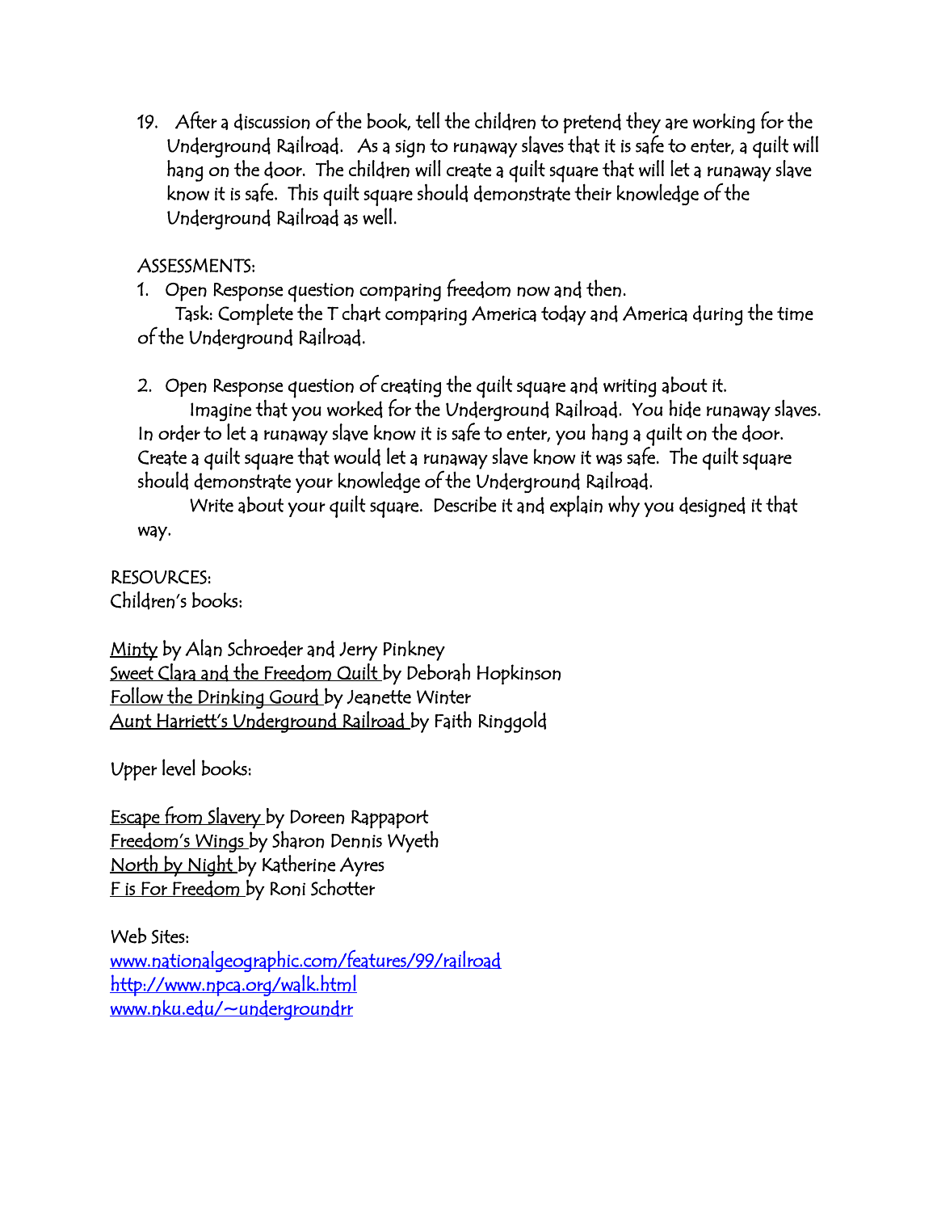19. After a discussion of the book, tell the children to pretend they are working for the Underground Railroad. As a sign to runaway slaves that it is safe to enter, a quilt will hang on the door. The children will create a quilt square that will let a runaway slave know it is safe. This quilt square should demonstrate their knowledge of the Underground Railroad as well.

ASSESSMENTS:

1. Open Response question comparing freedom now and then.

   Task: Complete the T chart comparing America today and America during the time of the Underground Railroad.

2. Open Response question of creating the quilt square and writing about it.

   Imagine that you worked for the Underground Railroad. You hide runaway slaves. In order to let a runaway slave know it is safe to enter, you hang a quilt on the door. Create a quilt square that would let a runaway slave know it was safe. The quilt square should demonstrate your knowledge of the Underground Railroad.

   Write about your quilt square. Describe it and explain why you designed it that way.

RESOURCES:

Children's books:

Minty by Alan Schroeder and Jerry Pinkney
Sweet Clara and the Freedom Quilt by Deborah Hopkinson
Follow the Drinking Gourd by Jeanette Winter
Aunt Harriett's Underground Railroad by Faith Ringgold

Upper level books:

Escape from Slavery by Doreen Rappaport
Freedom's Wings by Sharon Dennis Wyeth
North by Night by Katherine Ayres
F is For Freedom by Roni Schotter

Web Sites:
www.nationalgeographic.com/features/99/railroad
http://www.npca.org/walk.html
www.nku.edu/~undergroundrr